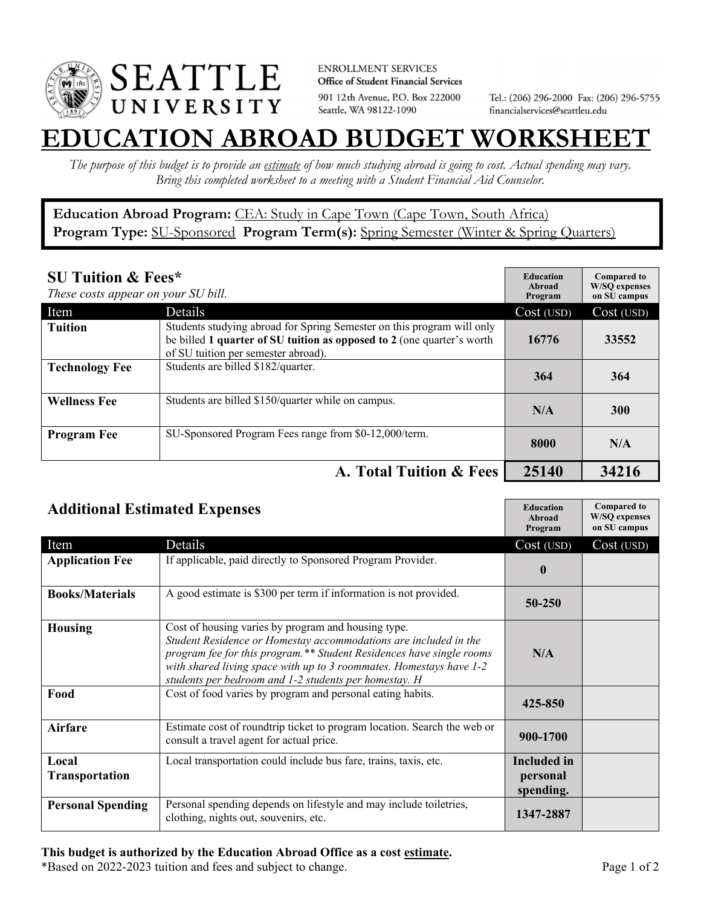SEATTLE UNIVERSITY

ENROLLMENT SERVICES
**Office of Student Financial Services**
901 12th Avenue, P.O. Box 222000
Seattle, WA 98122-1090

Tel.: (206) 296-2000 Fax: (206) 296-5755
financialservices@seattleu.edu

# EDUCATION ABROAD BUDGET WORKSHEET

*The purpose of this budget is to provide an estimate of how much studying abroad is going to cost. Actual spending may vary. Bring this completed worksheet to a meeting with a Student Financial Aid Counselor.*

**Education Abroad Program:** CEA: Study in Cape Town (Cape Town, South Africa)
**Program Type:** SU-Sponsored **Program Term(s):** Spring Semester (Winter & Spring Quarters)

## SU Tuition & Fees*

*These costs appear on your SU bill.*

| Item | Details | Education Abroad Program Cost (USD) | Compared to W/SQ expenses on SU campus Cost (USD) |
|---|---|---|---|
| **Tuition** | Students studying abroad for Spring Semester on this program will only be billed **1 quarter of SU tuition as opposed to 2** (one quarter's worth of SU tuition per semester abroad). | 16776 | 33552 |
| **Technology Fee** | Students are billed $182/quarter. | 364 | 364 |
| **Wellness Fee** | Students are billed $150/quarter while on campus. | N/A | 300 |
| **Program Fee** | SU-Sponsored Program Fees range from $0-12,000/term. | 8000 | N/A |
| | **A. Total Tuition & Fees** | **25140** | **34216** |

## Additional Estimated Expenses

| Item | Details | Education Abroad Program Cost (USD) | Compared to W/SQ expenses on SU campus Cost (USD) |
|---|---|---|---|
| **Application Fee** | If applicable, paid directly to Sponsored Program Provider. | 0 | |
| **Books/Materials** | A good estimate is $300 per term if information is not provided. | 50-250 | |
| **Housing** | Cost of housing varies by program and housing type. *Student Residence or Homestay accommodations are included in the program fee for this program.** Student Residences have single rooms with shared living space with up to 3 roommates. Homestays have 1-2 students per bedroom and 1-2 students per homestay. H* | N/A | |
| **Food** | Cost of food varies by program and personal eating habits. | 425-850 | |
| **Airfare** | Estimate cost of roundtrip ticket to program location. Search the web or consult a travel agent for actual price. | 900-1700 | |
| **Local Transportation** | Local transportation could include bus fare, trains, taxis, etc. | Included in personal spending. | |
| **Personal Spending** | Personal spending depends on lifestyle and may include toiletries, clothing, nights out, souvenirs, etc. | 1347-2887 | |

**This budget is authorized by the Education Abroad Office as a cost estimate.**
*Based on 2022-2023 tuition and fees and subject to change.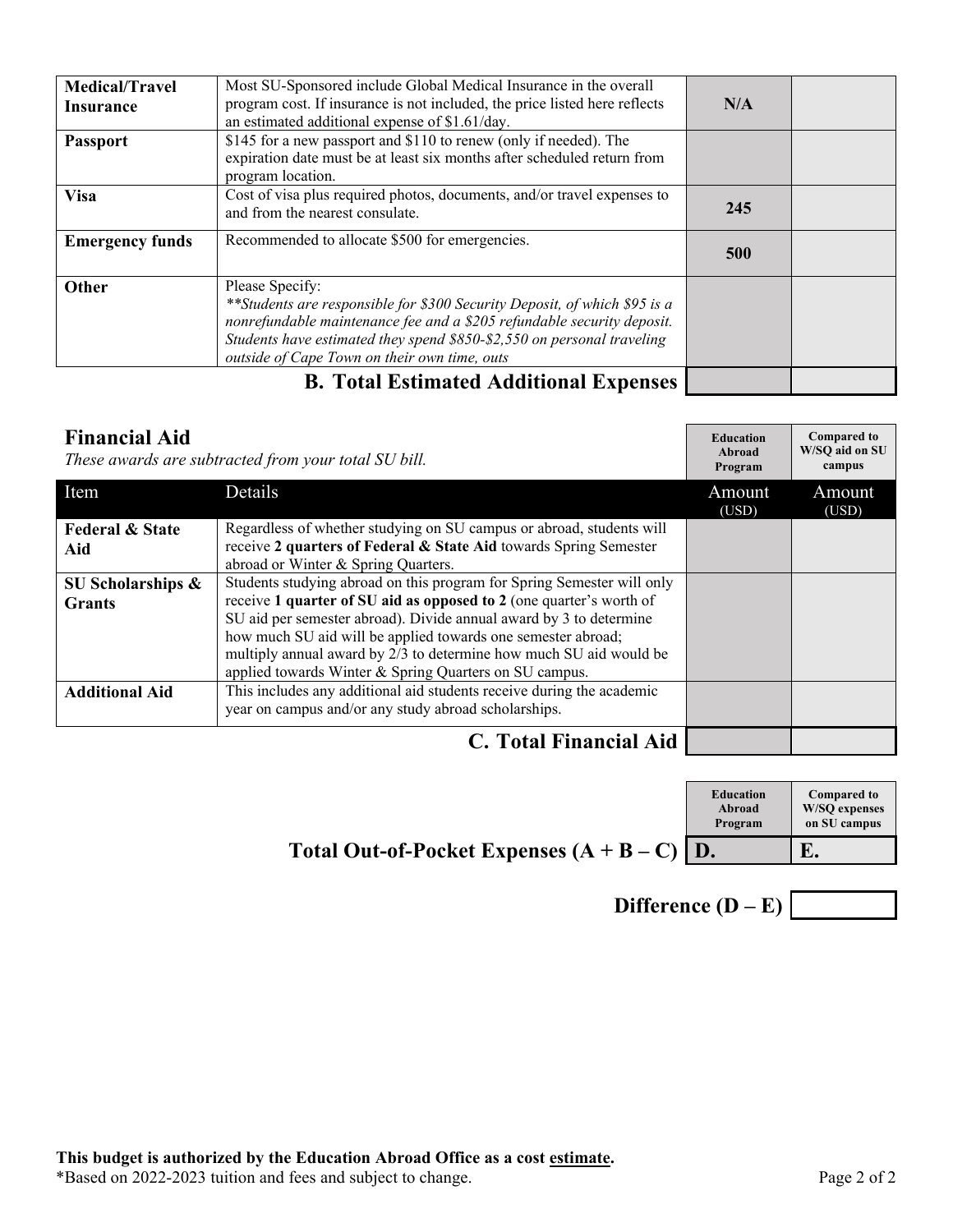| | | | |
|---|---|---|---|
| **Medical/Travel Insurance** | Most SU-Sponsored include Global Medical Insurance in the overall program cost. If insurance is not included, the price listed here reflects an estimated additional expense of $1.61/day. | **N/A** | |
| **Passport** | $145 for a new passport and $110 to renew (only if needed). The expiration date must be at least six months after scheduled return from program location. | | |
| **Visa** | Cost of visa plus required photos, documents, and/or travel expenses to and from the nearest consulate. | **245** | |
| **Emergency funds** | Recommended to allocate $500 for emergencies. | **500** | |
| **Other** | Please Specify: *\*\*Students are responsible for $300 Security Deposit, of which $95 is a nonrefundable maintenance fee and a $205 refundable security deposit. Students have estimated they spend $850-$2,550 on personal traveling outside of Cape Town on their own time, outs* | | |
| | **B. Total Estimated Additional Expenses** | | |

## Financial Aid

*These awards are subtracted from your total SU bill.*

| Item | Details | Education Abroad Program Amount (USD) | Compared to W/SQ aid on SU campus Amount (USD) |
|---|---|---|---|
| **Federal & State Aid** | Regardless of whether studying on SU campus or abroad, students will receive **2 quarters of Federal & State Aid** towards Spring Semester abroad or Winter & Spring Quarters. | | |
| **SU Scholarships & Grants** | Students studying abroad on this program for Spring Semester will only receive **1 quarter of SU aid as opposed to 2** (one quarter's worth of SU aid per semester abroad). Divide annual award by 3 to determine how much SU aid will be applied towards one semester abroad; multiply annual award by 2/3 to determine how much SU aid would be applied towards Winter & Spring Quarters on SU campus. | | |
| **Additional Aid** | This includes any additional aid students receive during the academic year on campus and/or any study abroad scholarships. | | |
| | **C. Total Financial Aid** | | |

| | Education Abroad Program | Compared to W/SQ expenses on SU campus |
|---|---|---|
| **Total Out-of-Pocket Expenses (A + B – C)** | **D.** | **E.** |

**Difference (D – E)**

**This budget is authorized by the Education Abroad Office as a cost estimate.**

\*Based on 2022-2023 tuition and fees and subject to change.